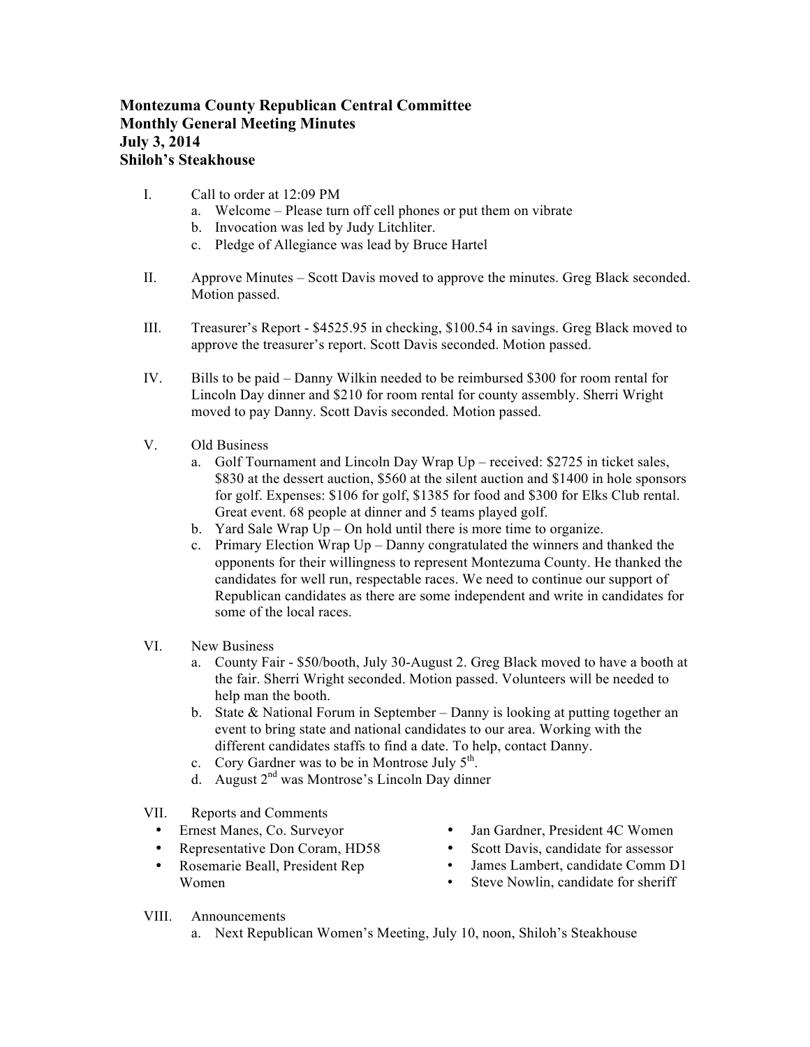**Montezuma County Republican Central Committee**
**Monthly General Meeting Minutes**
**July 3, 2014**
**Shiloh's Steakhouse**

I. Call to order at 12:09 PM
   a. Welcome – Please turn off cell phones or put them on vibrate
   b. Invocation was led by Judy Litchliter.
   c. Pledge of Allegiance was lead by Bruce Hartel

II. Approve Minutes – Scott Davis moved to approve the minutes. Greg Black seconded. Motion passed.

III. Treasurer's Report - $4525.95 in checking, $100.54 in savings. Greg Black moved to approve the treasurer's report. Scott Davis seconded. Motion passed.

IV. Bills to be paid – Danny Wilkin needed to be reimbursed $300 for room rental for Lincoln Day dinner and $210 for room rental for county assembly. Sherri Wright moved to pay Danny. Scott Davis seconded. Motion passed.

V. Old Business
   a. Golf Tournament and Lincoln Day Wrap Up – received: $2725 in ticket sales, $830 at the dessert auction, $560 at the silent auction and $1400 in hole sponsors for golf. Expenses: $106 for golf, $1385 for food and $300 for Elks Club rental. Great event. 68 people at dinner and 5 teams played golf.
   b. Yard Sale Wrap Up – On hold until there is more time to organize.
   c. Primary Election Wrap Up – Danny congratulated the winners and thanked the opponents for their willingness to represent Montezuma County. He thanked the candidates for well run, respectable races. We need to continue our support of Republican candidates as there are some independent and write in candidates for some of the local races.

VI. New Business
   a. County Fair - $50/booth, July 30-August 2. Greg Black moved to have a booth at the fair. Sherri Wright seconded. Motion passed. Volunteers will be needed to help man the booth.
   b. State & National Forum in September – Danny is looking at putting together an event to bring state and national candidates to our area. Working with the different candidates staffs to find a date. To help, contact Danny.
   c. Cory Gardner was to be in Montrose July 5th.
   d. August 2nd was Montrose's Lincoln Day dinner

VII. Reports and Comments
   - Ernest Manes, Co. Surveyor
   - Representative Don Coram, HD58
   - Rosemarie Beall, President Rep Women
   - Jan Gardner, President 4C Women
   - Scott Davis, candidate for assessor
   - James Lambert, candidate Comm D1
   - Steve Nowlin, candidate for sheriff

VIII. Announcements
   a. Next Republican Women's Meeting, July 10, noon, Shiloh's Steakhouse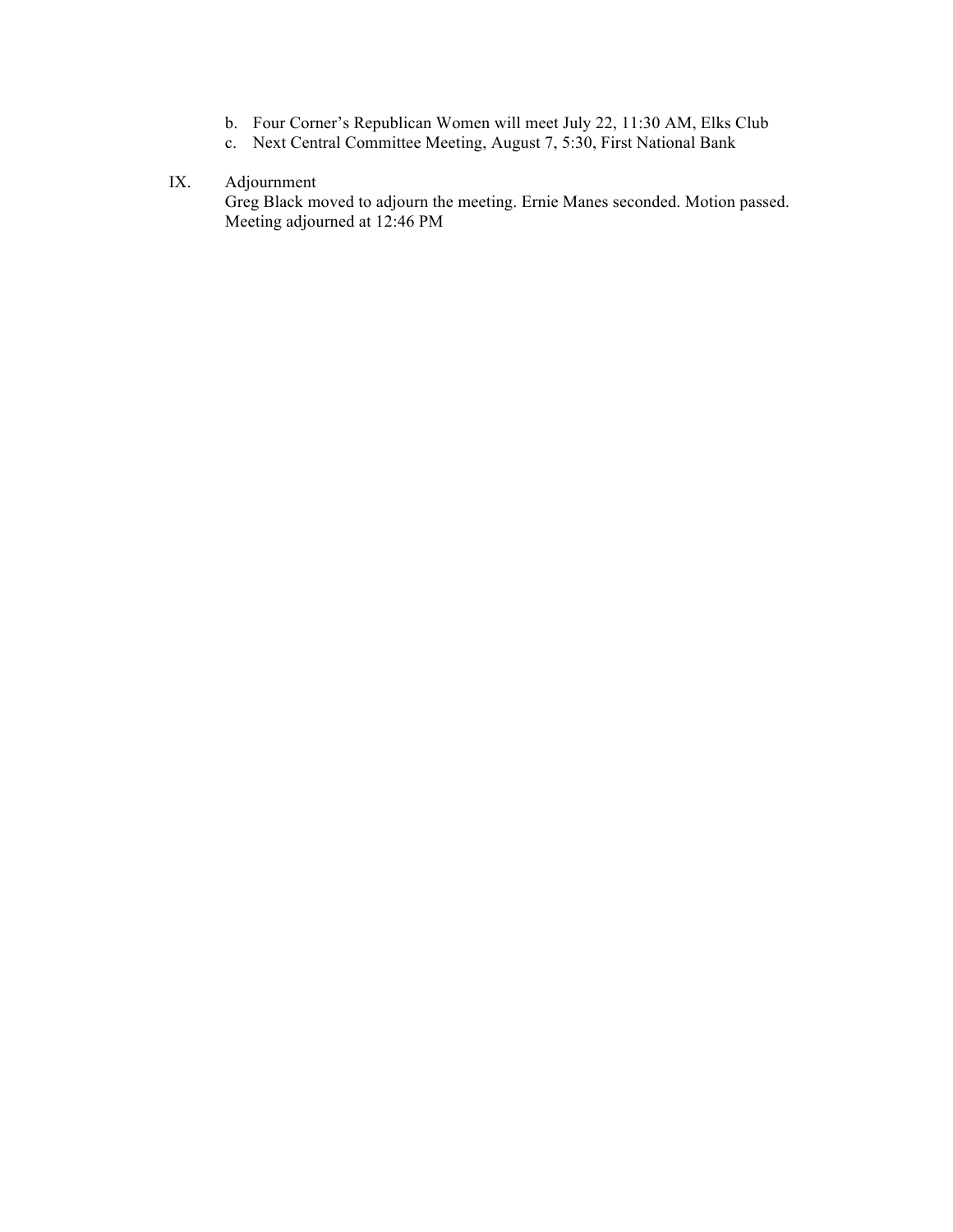b. Four Corner's Republican Women will meet July 22, 11:30 AM, Elks Club
c. Next Central Committee Meeting, August 7, 5:30, First National Bank

IX. Adjournment

Greg Black moved to adjourn the meeting. Ernie Manes seconded. Motion passed. Meeting adjourned at 12:46 PM